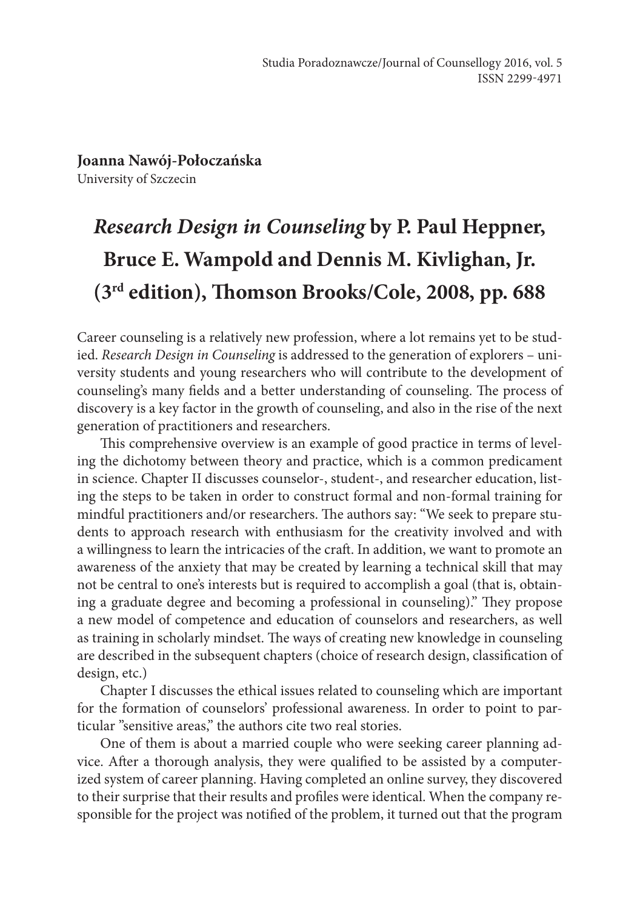Studia Poradoznawcze/Journal of Counsellogy 2016, vol. 5
ISSN 2299-4971

**Joanna Nawój-Połoczańska**
University of Szczecin

# *Research Design in Counseling* by P. Paul Heppner, Bruce E. Wampold and Dennis M. Kivlighan, Jr. (3rd edition), Thomson Brooks/Cole, 2008, pp. 688

Career counseling is a relatively new profession, where a lot remains yet to be studied. *Research Design in Counseling* is addressed to the generation of explorers – university students and young researchers who will contribute to the development of counseling's many fields and a better understanding of counseling. The process of discovery is a key factor in the growth of counseling, and also in the rise of the next generation of practitioners and researchers.

This comprehensive overview is an example of good practice in terms of leveling the dichotomy between theory and practice, which is a common predicament in science. Chapter II discusses counselor-, student-, and researcher education, listing the steps to be taken in order to construct formal and non-formal training for mindful practitioners and/or researchers. The authors say: "We seek to prepare students to approach research with enthusiasm for the creativity involved and with a willingness to learn the intricacies of the craft. In addition, we want to promote an awareness of the anxiety that may be created by learning a technical skill that may not be central to one's interests but is required to accomplish a goal (that is, obtaining a graduate degree and becoming a professional in counseling)." They propose a new model of competence and education of counselors and researchers, as well as training in scholarly mindset. The ways of creating new knowledge in counseling are described in the subsequent chapters (choice of research design, classification of design, etc.)

Chapter I discusses the ethical issues related to counseling which are important for the formation of counselors' professional awareness. In order to point to particular "sensitive areas," the authors cite two real stories.

One of them is about a married couple who were seeking career planning advice. After a thorough analysis, they were qualified to be assisted by a computerized system of career planning. Having completed an online survey, they discovered to their surprise that their results and profiles were identical. When the company responsible for the project was notified of the problem, it turned out that the program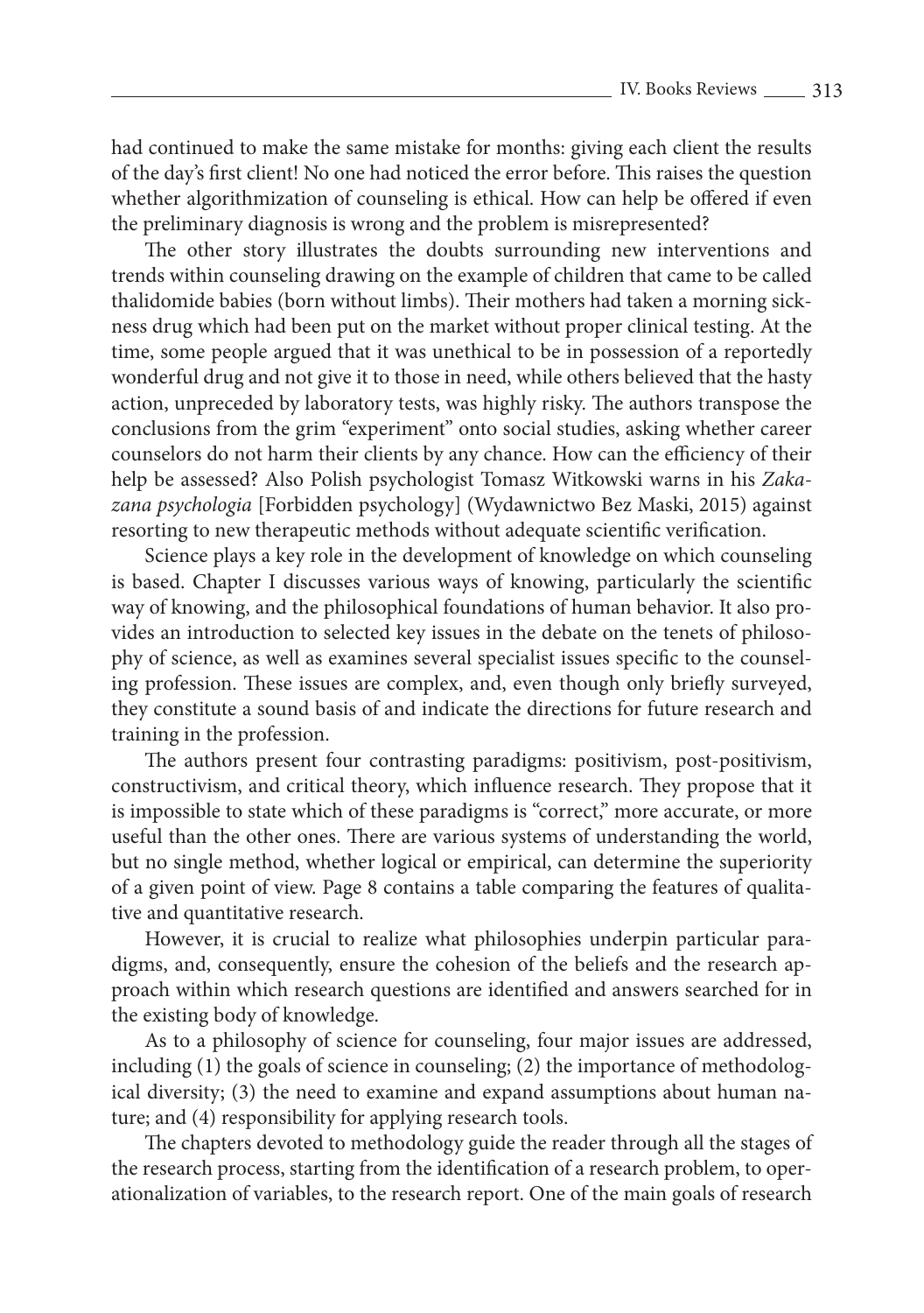had continued to make the same mistake for months: giving each client the results of the day's first client! No one had noticed the error before. This raises the question whether algorithmization of counseling is ethical. How can help be offered if even the preliminary diagnosis is wrong and the problem is misrepresented?

The other story illustrates the doubts surrounding new interventions and trends within counseling drawing on the example of children that came to be called thalidomide babies (born without limbs). Their mothers had taken a morning sickness drug which had been put on the market without proper clinical testing. At the time, some people argued that it was unethical to be in possession of a reportedly wonderful drug and not give it to those in need, while others believed that the hasty action, unpreceded by laboratory tests, was highly risky. The authors transpose the conclusions from the grim "experiment" onto social studies, asking whether career counselors do not harm their clients by any chance. How can the efficiency of their help be assessed? Also Polish psychologist Tomasz Witkowski warns in his *Zakazana psychologia* [Forbidden psychology] (Wydawnictwo Bez Maski, 2015) against resorting to new therapeutic methods without adequate scientific verification.

Science plays a key role in the development of knowledge on which counseling is based. Chapter I discusses various ways of knowing, particularly the scientific way of knowing, and the philosophical foundations of human behavior. It also provides an introduction to selected key issues in the debate on the tenets of philosophy of science, as well as examines several specialist issues specific to the counseling profession. These issues are complex, and, even though only briefly surveyed, they constitute a sound basis of and indicate the directions for future research and training in the profession.

The authors present four contrasting paradigms: positivism, post-positivism, constructivism, and critical theory, which influence research. They propose that it is impossible to state which of these paradigms is "correct," more accurate, or more useful than the other ones. There are various systems of understanding the world, but no single method, whether logical or empirical, can determine the superiority of a given point of view. Page 8 contains a table comparing the features of qualitative and quantitative research.

However, it is crucial to realize what philosophies underpin particular paradigms, and, consequently, ensure the cohesion of the beliefs and the research approach within which research questions are identified and answers searched for in the existing body of knowledge.

As to a philosophy of science for counseling, four major issues are addressed, including (1) the goals of science in counseling; (2) the importance of methodological diversity; (3) the need to examine and expand assumptions about human nature; and (4) responsibility for applying research tools.

The chapters devoted to methodology guide the reader through all the stages of the research process, starting from the identification of a research problem, to operationalization of variables, to the research report. One of the main goals of research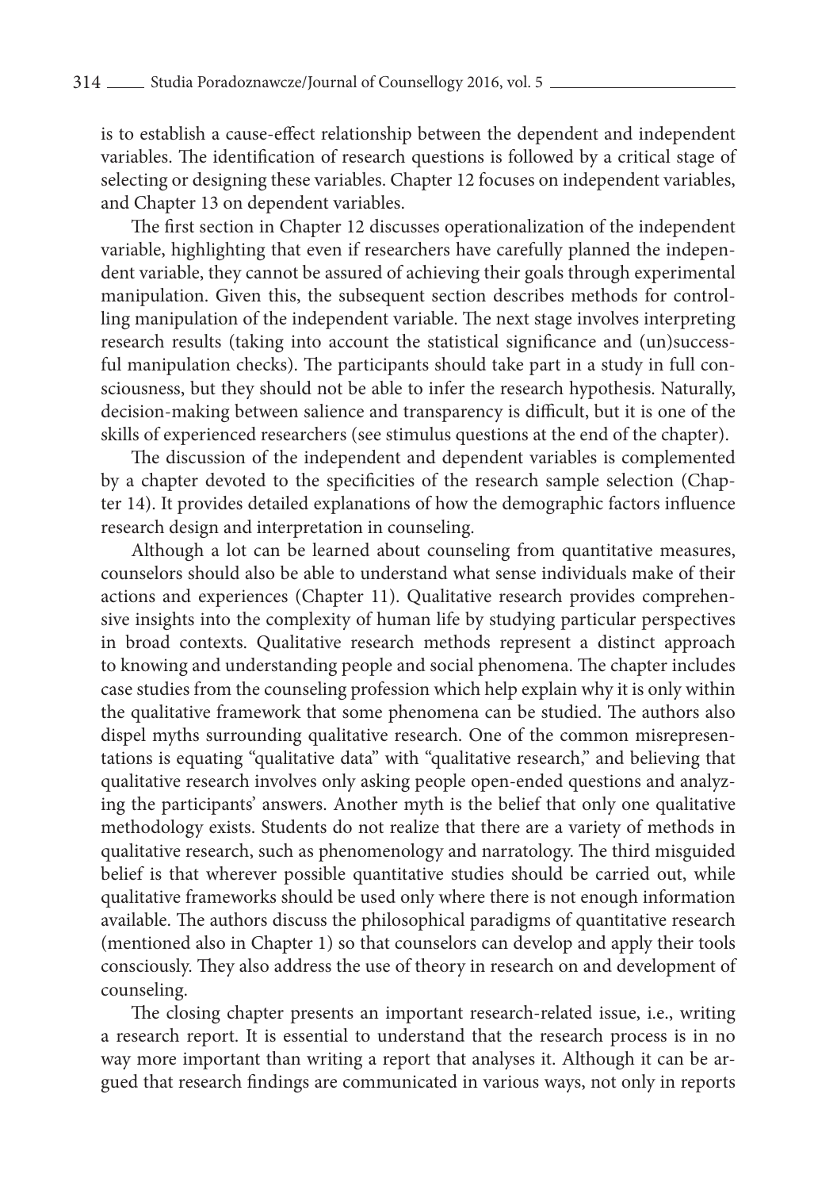is to establish a cause-effect relationship between the dependent and independent variables. The identification of research questions is followed by a critical stage of selecting or designing these variables. Chapter 12 focuses on independent variables, and Chapter 13 on dependent variables.

The first section in Chapter 12 discusses operationalization of the independent variable, highlighting that even if researchers have carefully planned the independent variable, they cannot be assured of achieving their goals through experimental manipulation. Given this, the subsequent section describes methods for controlling manipulation of the independent variable. The next stage involves interpreting research results (taking into account the statistical significance and (un)successful manipulation checks). The participants should take part in a study in full consciousness, but they should not be able to infer the research hypothesis. Naturally, decision-making between salience and transparency is difficult, but it is one of the skills of experienced researchers (see stimulus questions at the end of the chapter).

The discussion of the independent and dependent variables is complemented by a chapter devoted to the specificities of the research sample selection (Chapter 14). It provides detailed explanations of how the demographic factors influence research design and interpretation in counseling.

Although a lot can be learned about counseling from quantitative measures, counselors should also be able to understand what sense individuals make of their actions and experiences (Chapter 11). Qualitative research provides comprehensive insights into the complexity of human life by studying particular perspectives in broad contexts. Qualitative research methods represent a distinct approach to knowing and understanding people and social phenomena. The chapter includes case studies from the counseling profession which help explain why it is only within the qualitative framework that some phenomena can be studied. The authors also dispel myths surrounding qualitative research. One of the common misrepresentations is equating "qualitative data" with "qualitative research," and believing that qualitative research involves only asking people open-ended questions and analyzing the participants' answers. Another myth is the belief that only one qualitative methodology exists. Students do not realize that there are a variety of methods in qualitative research, such as phenomenology and narratology. The third misguided belief is that wherever possible quantitative studies should be carried out, while qualitative frameworks should be used only where there is not enough information available. The authors discuss the philosophical paradigms of quantitative research (mentioned also in Chapter 1) so that counselors can develop and apply their tools consciously. They also address the use of theory in research on and development of counseling.

The closing chapter presents an important research-related issue, i.e., writing a research report. It is essential to understand that the research process is in no way more important than writing a report that analyses it. Although it can be argued that research findings are communicated in various ways, not only in reports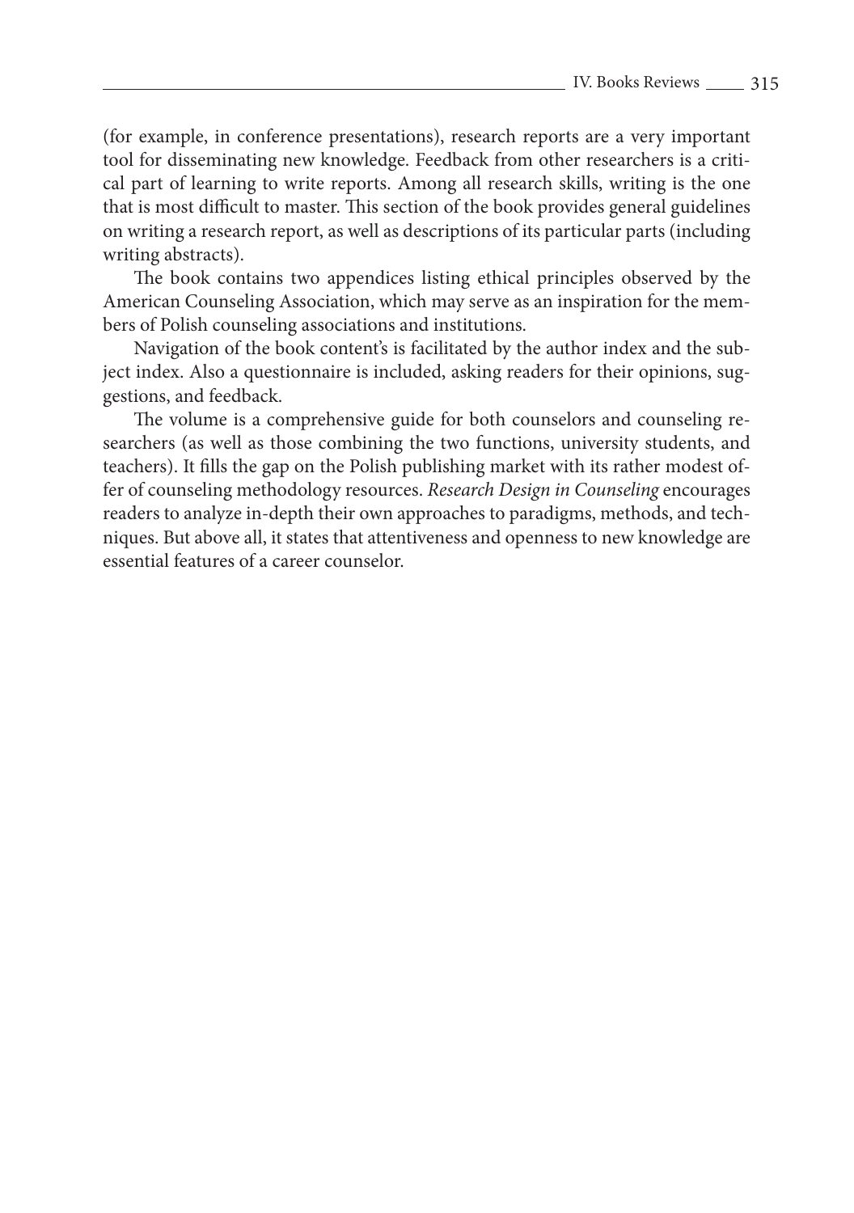(for example, in conference presentations), research reports are a very important tool for disseminating new knowledge. Feedback from other researchers is a critical part of learning to write reports. Among all research skills, writing is the one that is most difficult to master. This section of the book provides general guidelines on writing a research report, as well as descriptions of its particular parts (including writing abstracts).

The book contains two appendices listing ethical principles observed by the American Counseling Association, which may serve as an inspiration for the members of Polish counseling associations and institutions.

Navigation of the book content's is facilitated by the author index and the subject index. Also a questionnaire is included, asking readers for their opinions, suggestions, and feedback.

The volume is a comprehensive guide for both counselors and counseling researchers (as well as those combining the two functions, university students, and teachers). It fills the gap on the Polish publishing market with its rather modest offer of counseling methodology resources. *Research Design in Counseling* encourages readers to analyze in-depth their own approaches to paradigms, methods, and techniques. But above all, it states that attentiveness and openness to new knowledge are essential features of a career counselor.